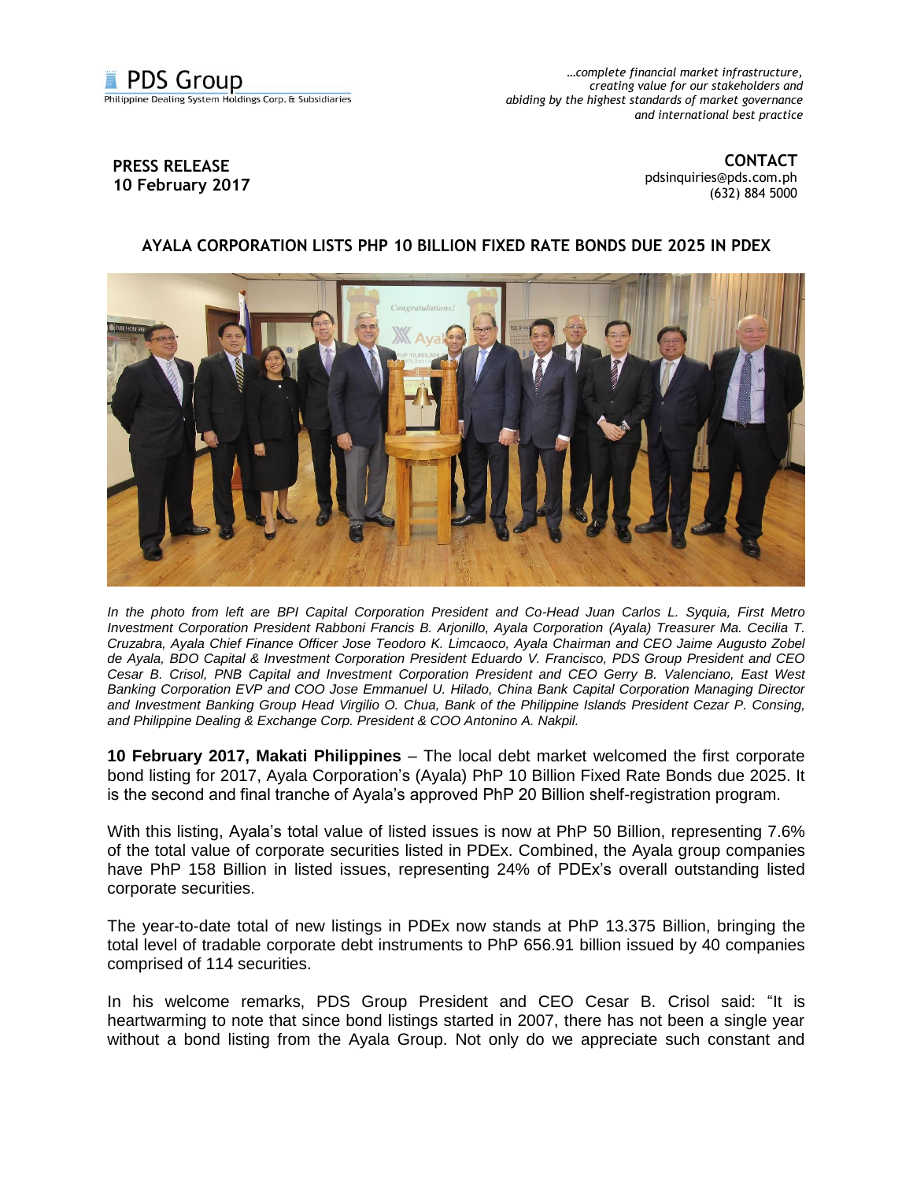PDS Group
Philippine Dealing System Holdings Corp. & Subsidiaries

*…complete financial market infrastructure, creating value for our stakeholders and abiding by the highest standards of market governance and international best practice*

**PRESS RELEASE**
**10 February 2017**

**CONTACT**
pdsinquiries@pds.com.ph
(632) 884 5000

## AYALA CORPORATION LISTS PHP 10 BILLION FIXED RATE BONDS DUE 2025 IN PDEX

*In the photo from left are BPI Capital Corporation President and Co-Head Juan Carlos L. Syquia, First Metro Investment Corporation President Rabboni Francis B. Arjonillo, Ayala Corporation (Ayala) Treasurer Ma. Cecilia T. Cruzabra, Ayala Chief Finance Officer Jose Teodoro K. Limcaoco, Ayala Chairman and CEO Jaime Augusto Zobel de Ayala, BDO Capital & Investment Corporation President Eduardo V. Francisco, PDS Group President and CEO Cesar B. Crisol, PNB Capital and Investment Corporation President and CEO Gerry B. Valenciano, East West Banking Corporation EVP and COO Jose Emmanuel U. Hilado, China Bank Capital Corporation Managing Director and Investment Banking Group Head Virgilio O. Chua, Bank of the Philippine Islands President Cezar P. Consing, and Philippine Dealing & Exchange Corp. President & COO Antonino A. Nakpil.*

**10 February 2017, Makati Philippines** – The local debt market welcomed the first corporate bond listing for 2017, Ayala Corporation's (Ayala) PhP 10 Billion Fixed Rate Bonds due 2025. It is the second and final tranche of Ayala's approved PhP 20 Billion shelf-registration program.

With this listing, Ayala's total value of listed issues is now at PhP 50 Billion, representing 7.6% of the total value of corporate securities listed in PDEx. Combined, the Ayala group companies have PhP 158 Billion in listed issues, representing 24% of PDEx's overall outstanding listed corporate securities.

The year-to-date total of new listings in PDEx now stands at PhP 13.375 Billion, bringing the total level of tradable corporate debt instruments to PhP 656.91 billion issued by 40 companies comprised of 114 securities.

In his welcome remarks, PDS Group President and CEO Cesar B. Crisol said: "It is heartwarming to note that since bond listings started in 2007, there has not been a single year without a bond listing from the Ayala Group. Not only do we appreciate such constant and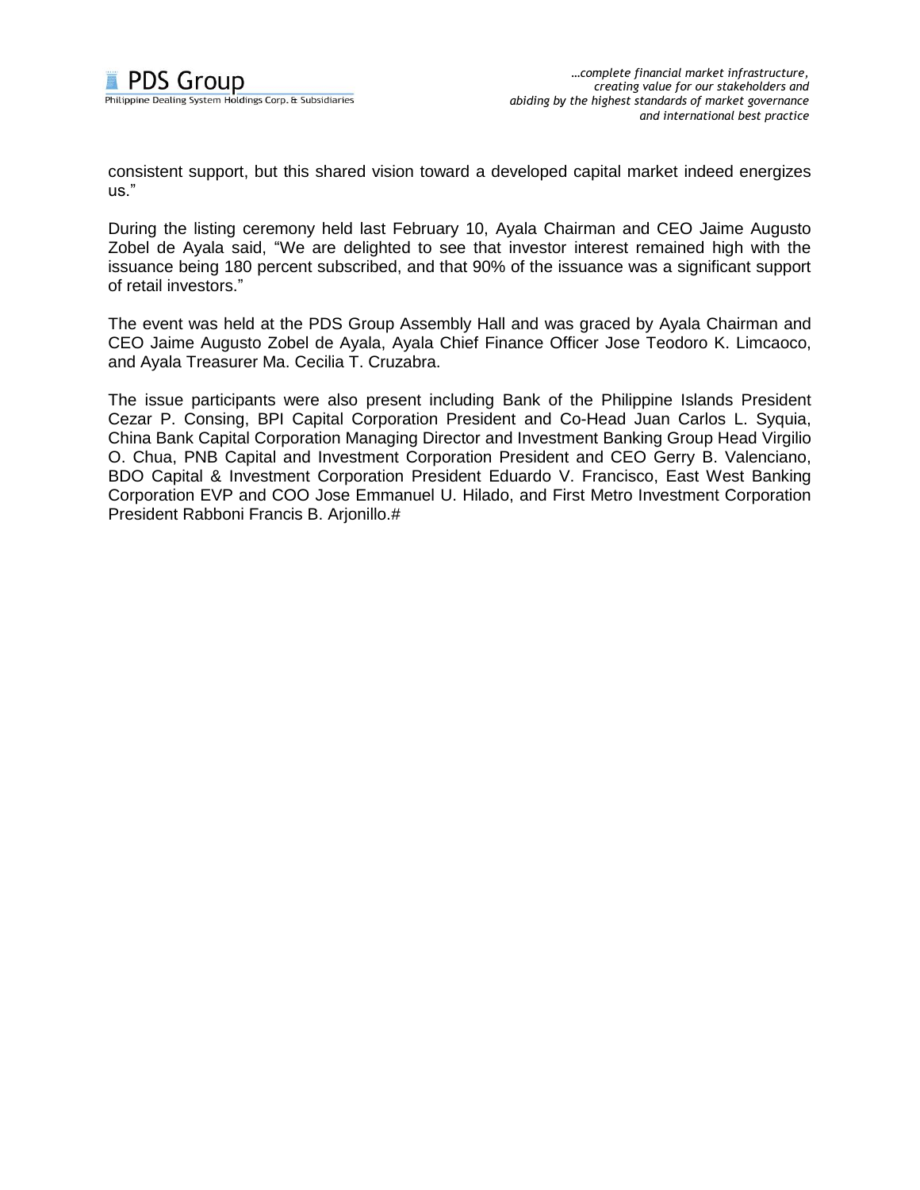consistent support, but this shared vision toward a developed capital market indeed energizes us."

During the listing ceremony held last February 10, Ayala Chairman and CEO Jaime Augusto Zobel de Ayala said, "We are delighted to see that investor interest remained high with the issuance being 180 percent subscribed, and that 90% of the issuance was a significant support of retail investors."

The event was held at the PDS Group Assembly Hall and was graced by Ayala Chairman and CEO Jaime Augusto Zobel de Ayala, Ayala Chief Finance Officer Jose Teodoro K. Limcaoco, and Ayala Treasurer Ma. Cecilia T. Cruzabra.

The issue participants were also present including Bank of the Philippine Islands President Cezar P. Consing, BPI Capital Corporation President and Co-Head Juan Carlos L. Syquia, China Bank Capital Corporation Managing Director and Investment Banking Group Head Virgilio O. Chua, PNB Capital and Investment Corporation President and CEO Gerry B. Valenciano, BDO Capital & Investment Corporation President Eduardo V. Francisco, East West Banking Corporation EVP and COO Jose Emmanuel U. Hilado, and First Metro Investment Corporation President Rabboni Francis B. Arjonillo.#